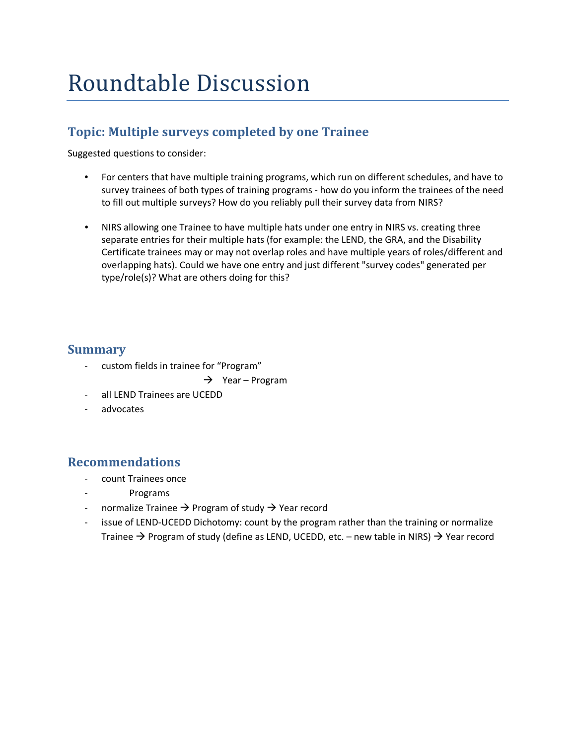# Roundtable Discussion

## Topic: Multiple surveys completed by one Trainee

Suggested questions to consider:

- For centers that have multiple training programs, which run on different schedules, and have to survey trainees of both types of training programs - how do you inform the trainees of the need to fill out multiple surveys? How do you reliably pull their survey data from NIRS?

- NIRS allowing one Trainee to have multiple hats under one entry in NIRS vs. creating three separate entries for their multiple hats (for example: the LEND, the GRA, and the Disability Certificate trainees may or may not overlap roles and have multiple years of roles/different and overlapping hats). Could we have one entry and just different "survey codes" generated per type/role(s)? What are others doing for this?

## Summary

- custom fields in trainee for "Program"
  - → Year – Program
- all LEND Trainees are UCEDD
- advocates

## Recommendations

- count Trainees once
  - Programs
- normalize Trainee → Program of study → Year record
- issue of LEND-UCEDD Dichotomy: count by the program rather than the training or normalize Trainee → Program of study (define as LEND, UCEDD, etc. – new table in NIRS) → Year record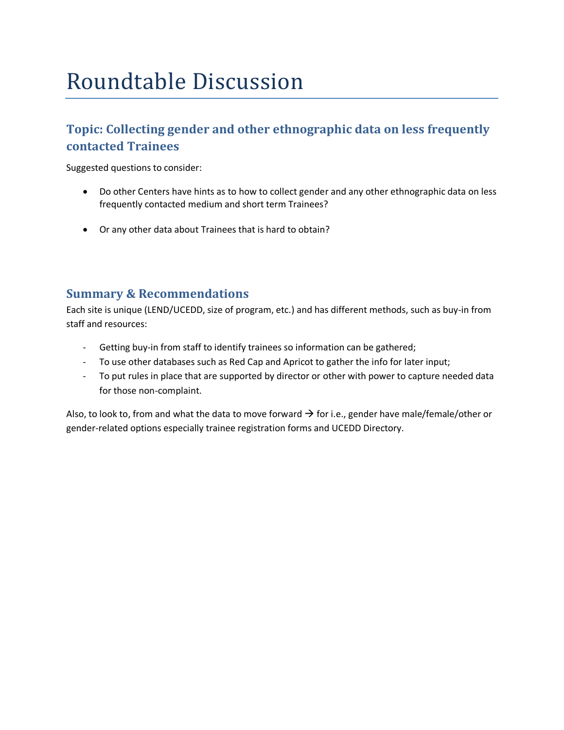# Roundtable Discussion

## Topic: Collecting gender and other ethnographic data on less frequently contacted Trainees

Suggested questions to consider:

- Do other Centers have hints as to how to collect gender and any other ethnographic data on less frequently contacted medium and short term Trainees?
- Or any other data about Trainees that is hard to obtain?

## Summary & Recommendations

Each site is unique (LEND/UCEDD, size of program, etc.) and has different methods, such as buy-in from staff and resources:

- Getting buy-in from staff to identify trainees so information can be gathered;
- To use other databases such as Red Cap and Apricot to gather the info for later input;
- To put rules in place that are supported by director or other with power to capture needed data for those non-complaint.

Also, to look to, from and what the data to move forward → for i.e., gender have male/female/other or gender-related options especially trainee registration forms and UCEDD Directory.